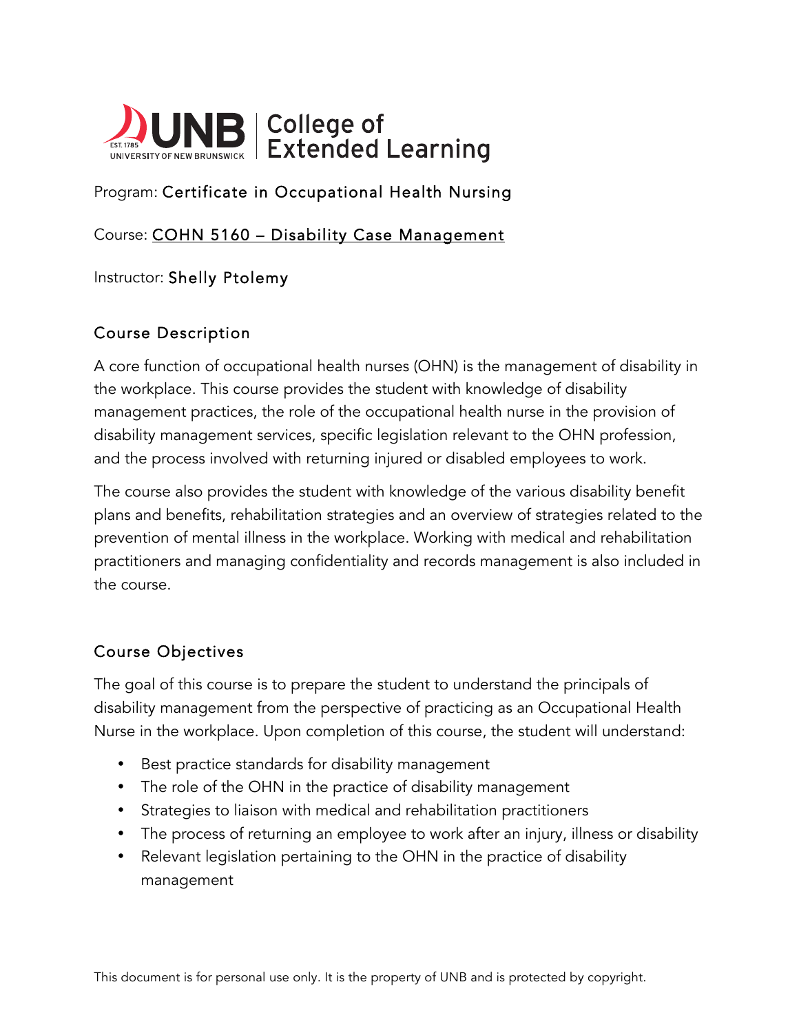UNB | College of Extended Learning

Program: Certificate in Occupational Health Nursing

Course: COHN 5160 – Disability Case Management

Instructor: Shelly Ptolemy

## Course Description

A core function of occupational health nurses (OHN) is the management of disability in the workplace. This course provides the student with knowledge of disability management practices, the role of the occupational health nurse in the provision of disability management services, specific legislation relevant to the OHN profession, and the process involved with returning injured or disabled employees to work.

The course also provides the student with knowledge of the various disability benefit plans and benefits, rehabilitation strategies and an overview of strategies related to the prevention of mental illness in the workplace. Working with medical and rehabilitation practitioners and managing confidentiality and records management is also included in the course.

## Course Objectives

The goal of this course is to prepare the student to understand the principals of disability management from the perspective of practicing as an Occupational Health Nurse in the workplace. Upon completion of this course, the student will understand:

- Best practice standards for disability management
- The role of the OHN in the practice of disability management
- Strategies to liaison with medical and rehabilitation practitioners
- The process of returning an employee to work after an injury, illness or disability
- Relevant legislation pertaining to the OHN in the practice of disability management

This document is for personal use only. It is the property of UNB and is protected by copyright.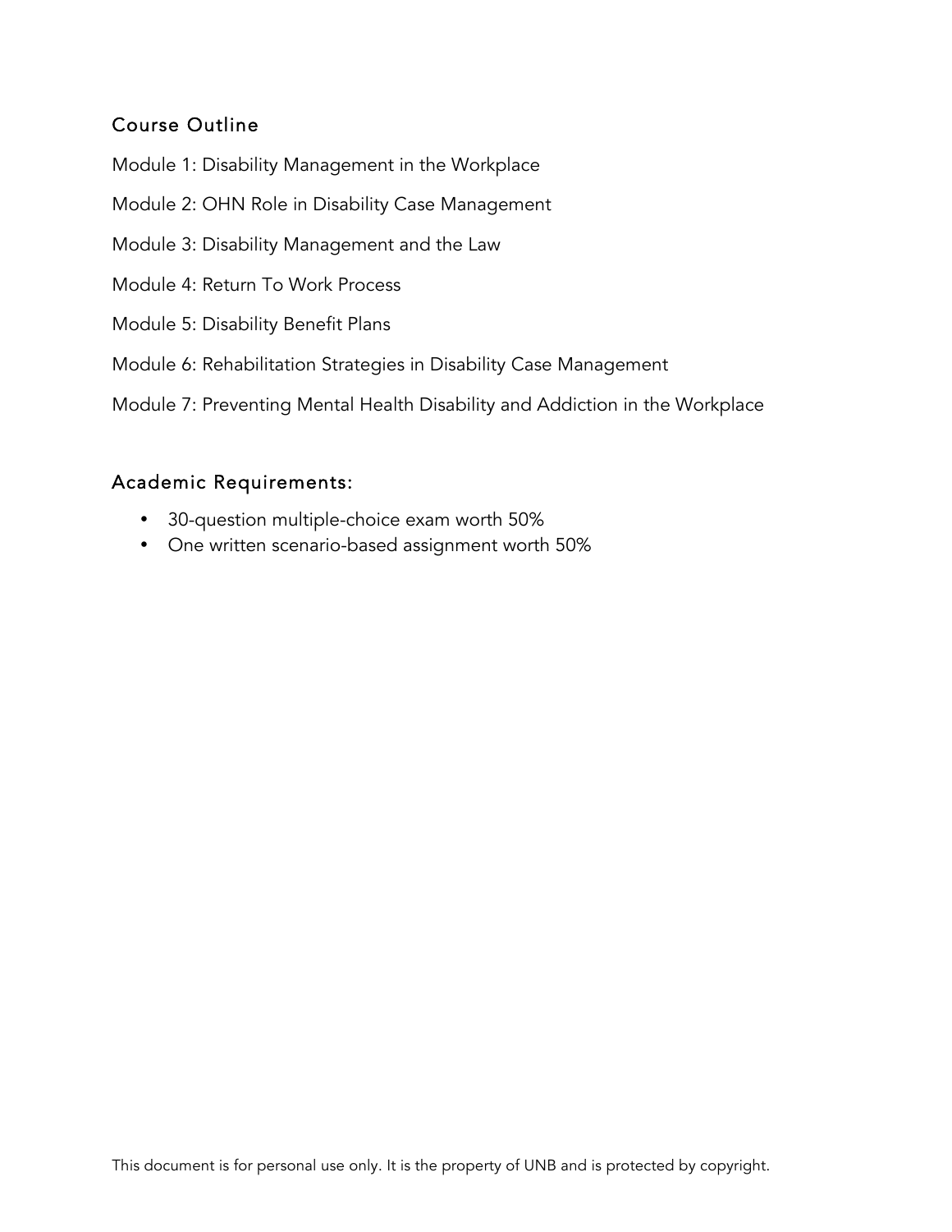## Course Outline

Module 1: Disability Management in the Workplace

Module 2: OHN Role in Disability Case Management

Module 3: Disability Management and the Law

Module 4: Return To Work Process

Module 5: Disability Benefit Plans

Module 6: Rehabilitation Strategies in Disability Case Management

Module 7: Preventing Mental Health Disability and Addiction in the Workplace

## Academic Requirements:

- 30-question multiple-choice exam worth 50%
- One written scenario-based assignment worth 50%

This document is for personal use only. It is the property of UNB and is protected by copyright.